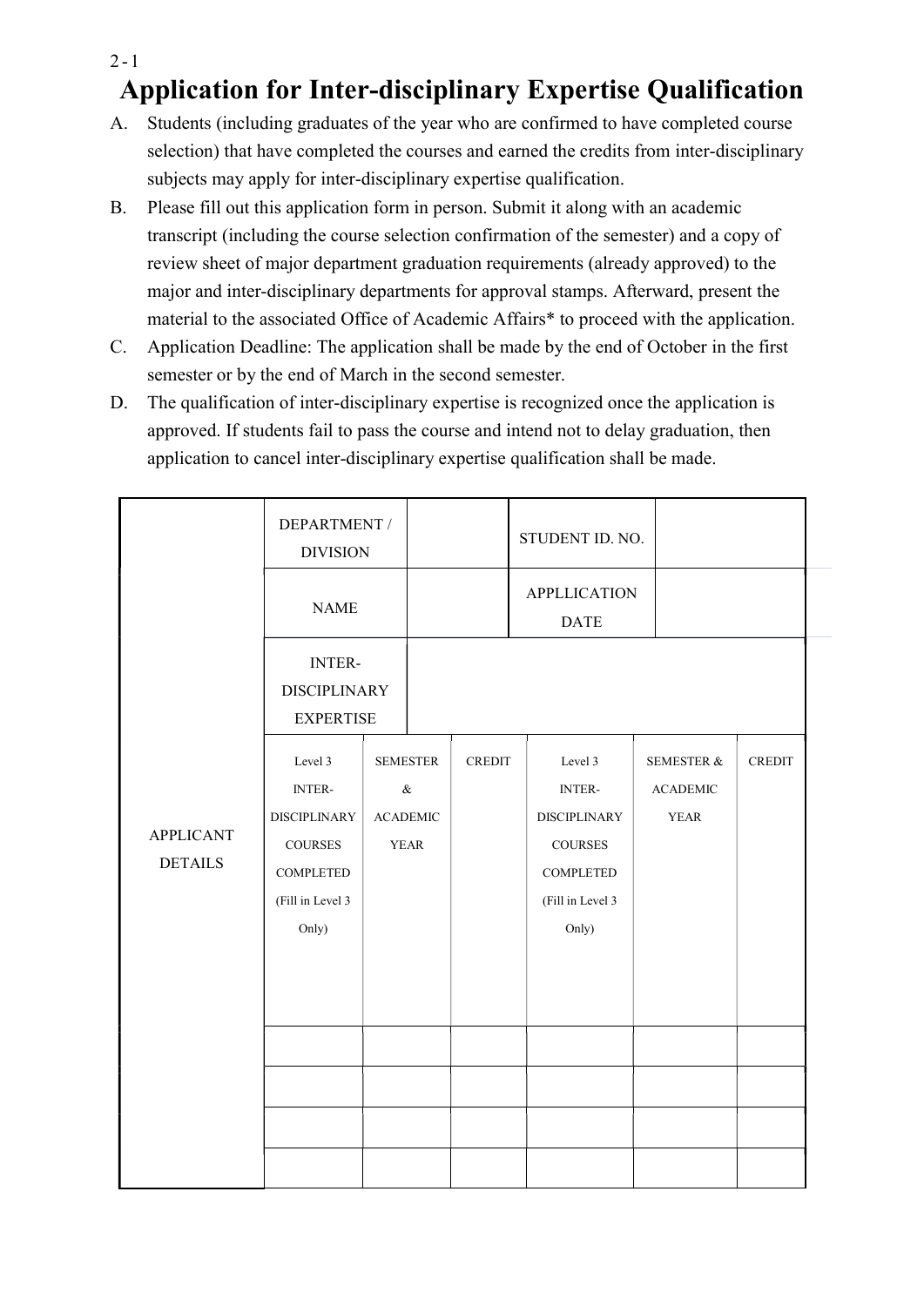2-1

# Application for Inter-disciplinary Expertise Qualification

A. Students (including graduates of the year who are confirmed to have completed course selection) that have completed the courses and earned the credits from inter-disciplinary subjects may apply for inter-disciplinary expertise qualification.

B. Please fill out this application form in person. Submit it along with an academic transcript (including the course selection confirmation of the semester) and a copy of review sheet of major department graduation requirements (already approved) to the major and inter-disciplinary departments for approval stamps. Afterward, present the material to the associated Office of Academic Affairs* to proceed with the application.

C. Application Deadline: The application shall be made by the end of October in the first semester or by the end of March in the second semester.

D. The qualification of inter-disciplinary expertise is recognized once the application is approved. If students fail to pass the course and intend not to delay graduation, then application to cancel inter-disciplinary expertise qualification shall be made.

| APPLICANT DETAILS | DEPARTMENT / DIVISION | | | STUDENT ID. NO. | | |
|---|---|---|---|---|---|---|
| | NAME | | | APPLLICATION DATE | | |
| | INTER-DISCIPLINARY EXPERTISE | | | | | |
| | Level 3 INTER-DISCIPLINARY COURSES COMPLETED (Fill in Level 3 Only) | SEMESTER & ACADEMIC YEAR | CREDIT | Level 3 INTER-DISCIPLINARY COURSES COMPLETED (Fill in Level 3 Only) | SEMESTER & ACADEMIC YEAR | CREDIT |
| | | | | | | |
| | | | | | | |
| | | | | | | |
| | | | | | | |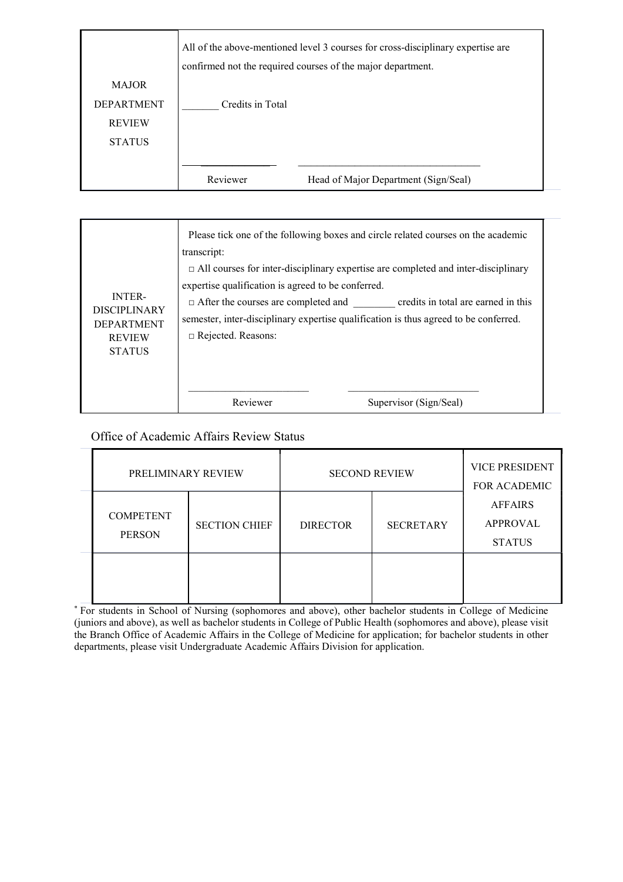| MAJOR DEPARTMENT REVIEW STATUS | All of the above-mentioned level 3 courses for cross-disciplinary expertise are confirmed not the required courses of the major department.<br><br>_______ Credits in Total<br><br>_______________ &nbsp;&nbsp;&nbsp;&nbsp; ____________________________________<br>Reviewer &nbsp;&nbsp;&nbsp;&nbsp; Head of Major Department (Sign/Seal) |
|---|---|

| INTER-DISCIPLINARY DEPARTMENT REVIEW STATUS | Please tick one of the following boxes and circle related courses on the academic transcript:<br>□ All courses for inter-disciplinary expertise are completed and inter-disciplinary expertise qualification is agreed to be conferred.<br>□ After the courses are completed and ________ credits in total are earned in this semester, inter-disciplinary expertise qualification is thus agreed to be conferred.<br>□ Rejected. Reasons:<br><br>_______________________ &nbsp;&nbsp;&nbsp;&nbsp; _________________________<br>Reviewer &nbsp;&nbsp;&nbsp;&nbsp; Supervisor (Sign/Seal) |
|---|---|

Office of Academic Affairs Review Status

| PRELIMINARY REVIEW | | SECOND REVIEW | | VICE PRESIDENT FOR ACADEMIC AFFAIRS APPROVAL STATUS |
|---|---|---|---|---|
| COMPETENT PERSON | SECTION CHIEF | DIRECTOR | SECRETARY | |
| | | | | |

* For students in School of Nursing (sophomores and above), other bachelor students in College of Medicine (juniors and above), as well as bachelor students in College of Public Health (sophomores and above), please visit the Branch Office of Academic Affairs in the College of Medicine for application; for bachelor students in other departments, please visit Undergraduate Academic Affairs Division for application.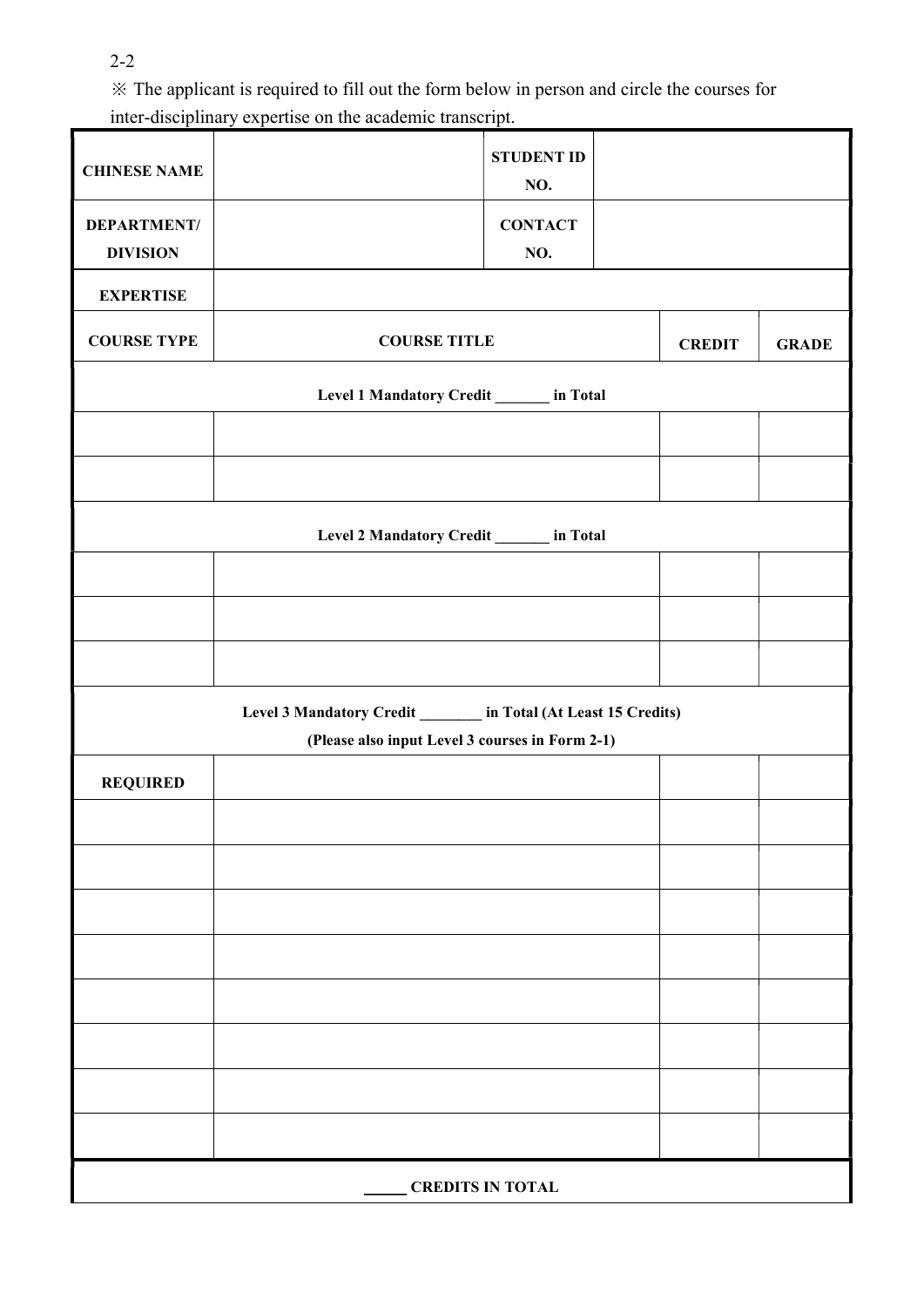2-2

※ The applicant is required to fill out the form below in person and circle the courses for inter-disciplinary expertise on the academic transcript.

| CHINESE NAME | | STUDENT ID NO. | | |
|---|---|---|---|---|
| DEPARTMENT/ DIVISION | | CONTACT NO. | | |
| EXPERTISE | | | | |
| COURSE TYPE | COURSE TITLE | | CREDIT | GRADE |
| Level 1 Mandatory Credit _______ in Total | | | | |
| | | | | |
| | | | | |
| Level 2 Mandatory Credit _______ in Total | | | | |
| | | | | |
| | | | | |
| | | | | |
| Level 3 Mandatory Credit ________ in Total (At Least 15 Credits) (Please also input Level 3 courses in Form 2-1) | | | | |
| REQUIRED | | | | |
| | | | | |
| | | | | |
| | | | | |
| | | | | |
| | | | | |
| | | | | |
| | | | | |
| | | | | |
| _____ CREDITS IN TOTAL | | | | |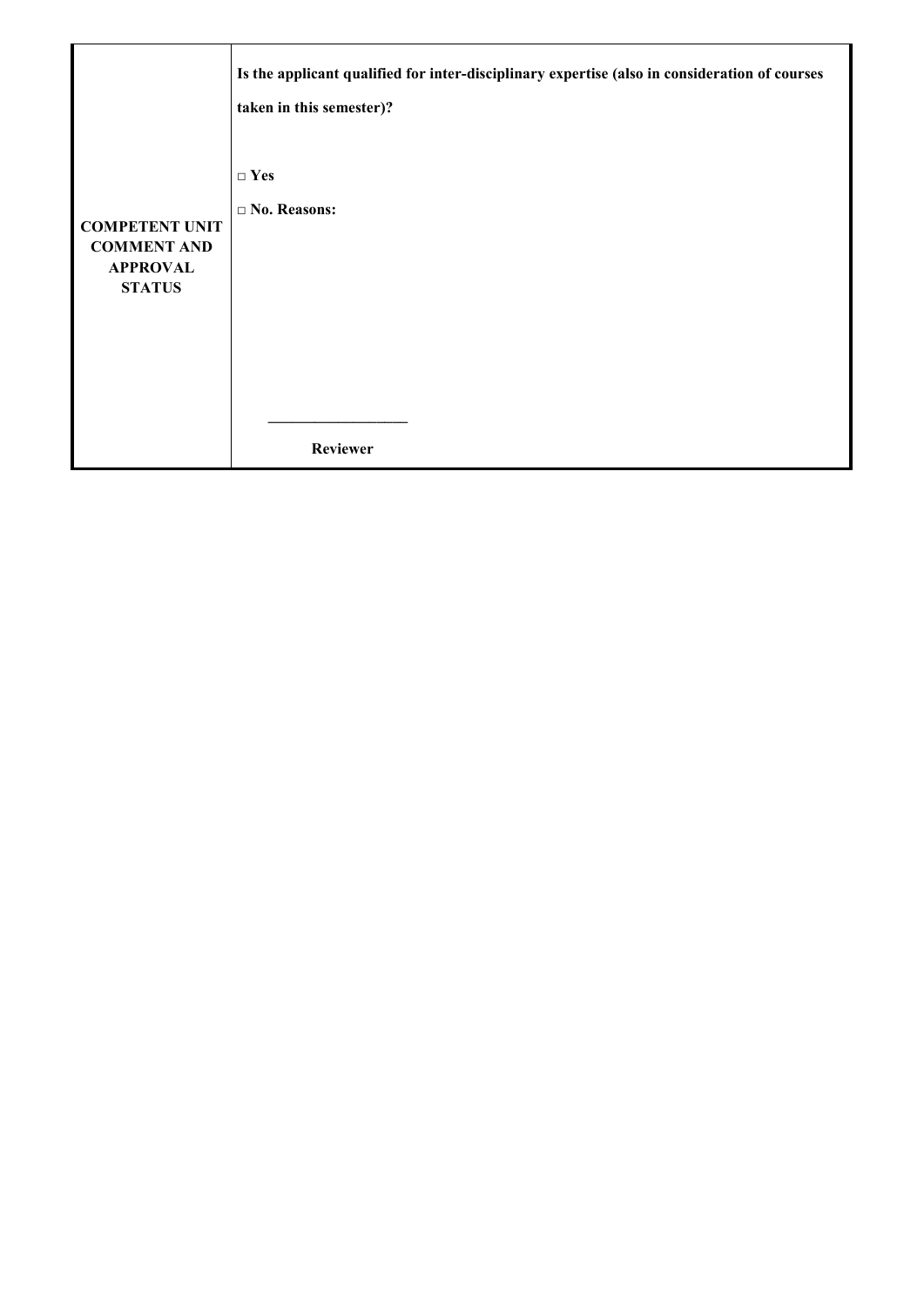| | |
|---|---|
| **COMPETENT UNIT COMMENT AND APPROVAL STATUS** | **Is the applicant qualified for inter-disciplinary expertise (also in consideration of courses taken in this semester)?**<br><br>**□ Yes**<br>**□ No. Reasons:**<br><br><br><br><br>**\_\_\_\_\_\_\_\_\_\_\_\_\_\_\_\_\_\_**<br>**Reviewer** |